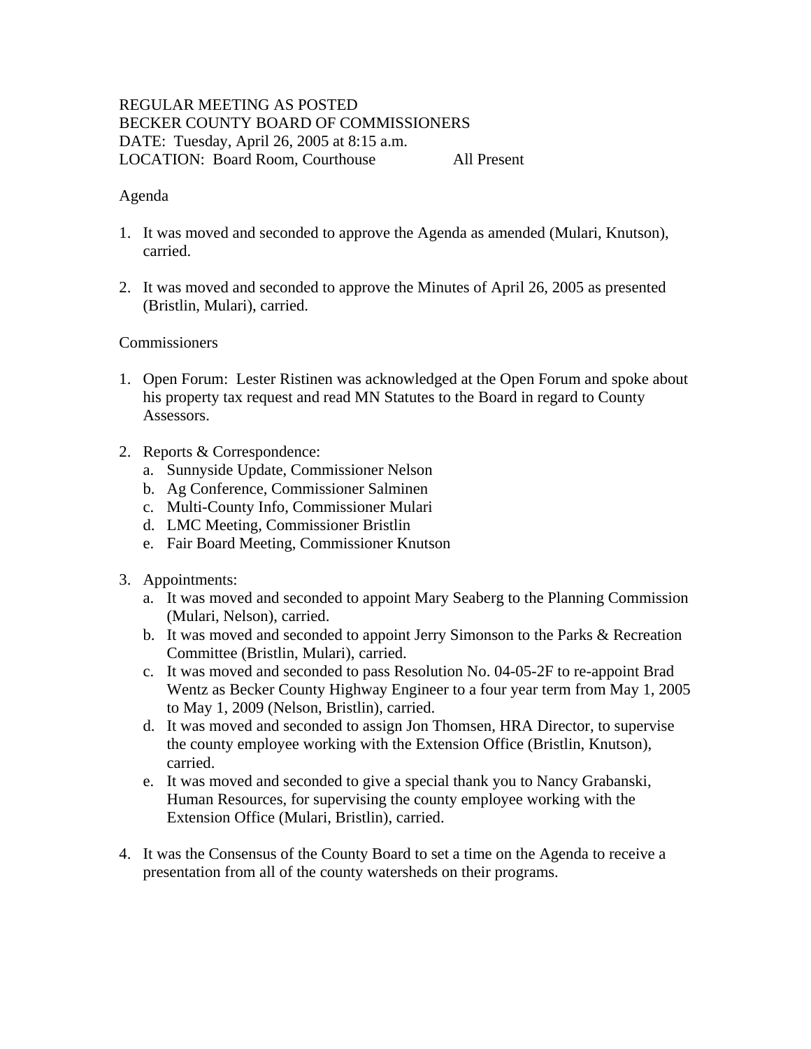REGULAR MEETING AS POSTED
BECKER COUNTY BOARD OF COMMISSIONERS
DATE: Tuesday, April 26, 2005 at 8:15 a.m.
LOCATION: Board Room, Courthouse All Present

Agenda

1. It was moved and seconded to approve the Agenda as amended (Mulari, Knutson), carried.

2. It was moved and seconded to approve the Minutes of April 26, 2005 as presented (Bristlin, Mulari), carried.

Commissioners

1. Open Forum: Lester Ristinen was acknowledged at the Open Forum and spoke about his property tax request and read MN Statutes to the Board in regard to County Assessors.

2. Reports & Correspondence:
   a. Sunnyside Update, Commissioner Nelson
   b. Ag Conference, Commissioner Salminen
   c. Multi-County Info, Commissioner Mulari
   d. LMC Meeting, Commissioner Bristlin
   e. Fair Board Meeting, Commissioner Knutson

3. Appointments:
   a. It was moved and seconded to appoint Mary Seaberg to the Planning Commission (Mulari, Nelson), carried.
   b. It was moved and seconded to appoint Jerry Simonson to the Parks & Recreation Committee (Bristlin, Mulari), carried.
   c. It was moved and seconded to pass Resolution No. 04-05-2F to re-appoint Brad Wentz as Becker County Highway Engineer to a four year term from May 1, 2005 to May 1, 2009 (Nelson, Bristlin), carried.
   d. It was moved and seconded to assign Jon Thomsen, HRA Director, to supervise the county employee working with the Extension Office (Bristlin, Knutson), carried.
   e. It was moved and seconded to give a special thank you to Nancy Grabanski, Human Resources, for supervising the county employee working with the Extension Office (Mulari, Bristlin), carried.

4. It was the Consensus of the County Board to set a time on the Agenda to receive a presentation from all of the county watersheds on their programs.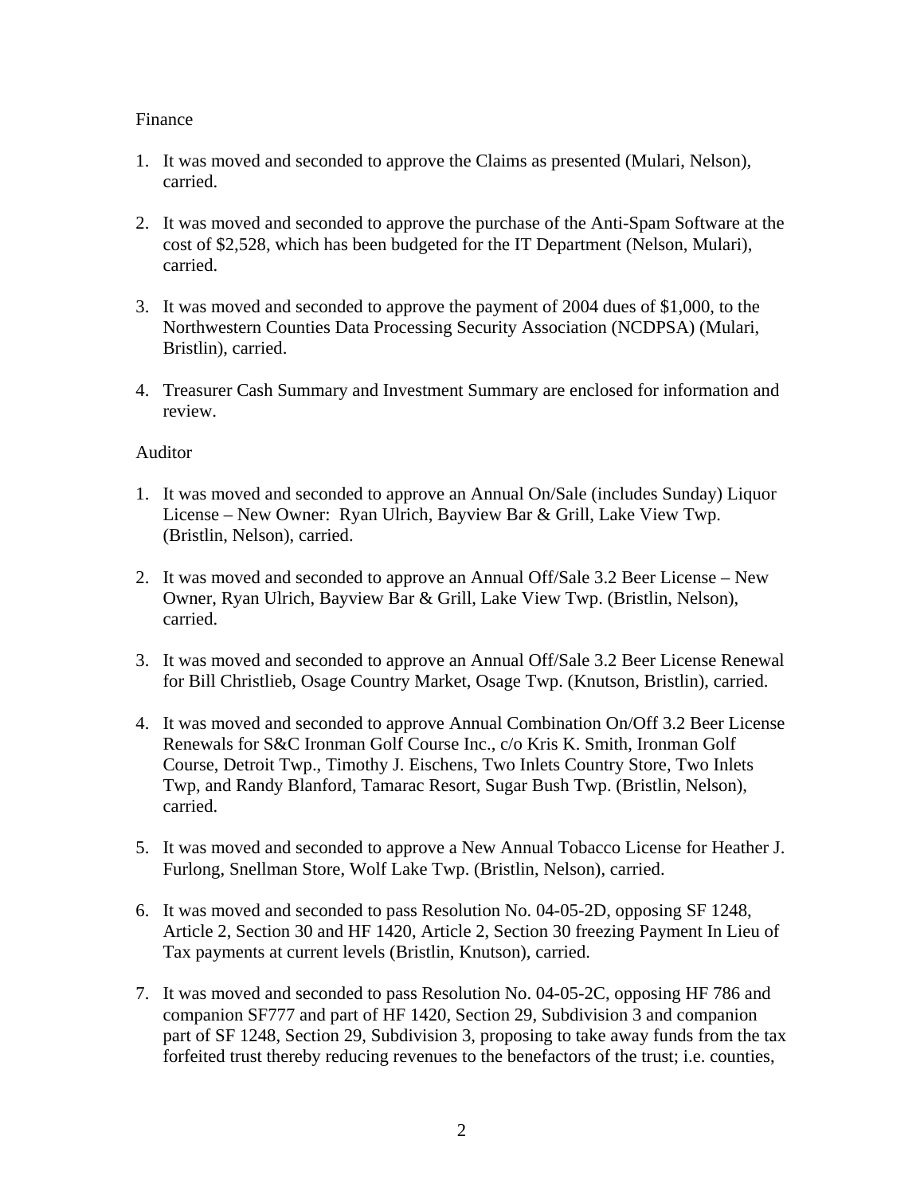Finance

1. It was moved and seconded to approve the Claims as presented (Mulari, Nelson), carried.

2. It was moved and seconded to approve the purchase of the Anti-Spam Software at the cost of $2,528, which has been budgeted for the IT Department (Nelson, Mulari), carried.

3. It was moved and seconded to approve the payment of 2004 dues of $1,000, to the Northwestern Counties Data Processing Security Association (NCDPSA) (Mulari, Bristlin), carried.

4. Treasurer Cash Summary and Investment Summary are enclosed for information and review.

Auditor

1. It was moved and seconded to approve an Annual On/Sale (includes Sunday) Liquor License – New Owner: Ryan Ulrich, Bayview Bar & Grill, Lake View Twp. (Bristlin, Nelson), carried.

2. It was moved and seconded to approve an Annual Off/Sale 3.2 Beer License – New Owner, Ryan Ulrich, Bayview Bar & Grill, Lake View Twp. (Bristlin, Nelson), carried.

3. It was moved and seconded to approve an Annual Off/Sale 3.2 Beer License Renewal for Bill Christlieb, Osage Country Market, Osage Twp. (Knutson, Bristlin), carried.

4. It was moved and seconded to approve Annual Combination On/Off 3.2 Beer License Renewals for S&C Ironman Golf Course Inc., c/o Kris K. Smith, Ironman Golf Course, Detroit Twp., Timothy J. Eischens, Two Inlets Country Store, Two Inlets Twp, and Randy Blanford, Tamarac Resort, Sugar Bush Twp. (Bristlin, Nelson), carried.

5. It was moved and seconded to approve a New Annual Tobacco License for Heather J. Furlong, Snellman Store, Wolf Lake Twp. (Bristlin, Nelson), carried.

6. It was moved and seconded to pass Resolution No. 04-05-2D, opposing SF 1248, Article 2, Section 30 and HF 1420, Article 2, Section 30 freezing Payment In Lieu of Tax payments at current levels (Bristlin, Knutson), carried.

7. It was moved and seconded to pass Resolution No. 04-05-2C, opposing HF 786 and companion SF777 and part of HF 1420, Section 29, Subdivision 3 and companion part of SF 1248, Section 29, Subdivision 3, proposing to take away funds from the tax forfeited trust thereby reducing revenues to the benefactors of the trust; i.e. counties,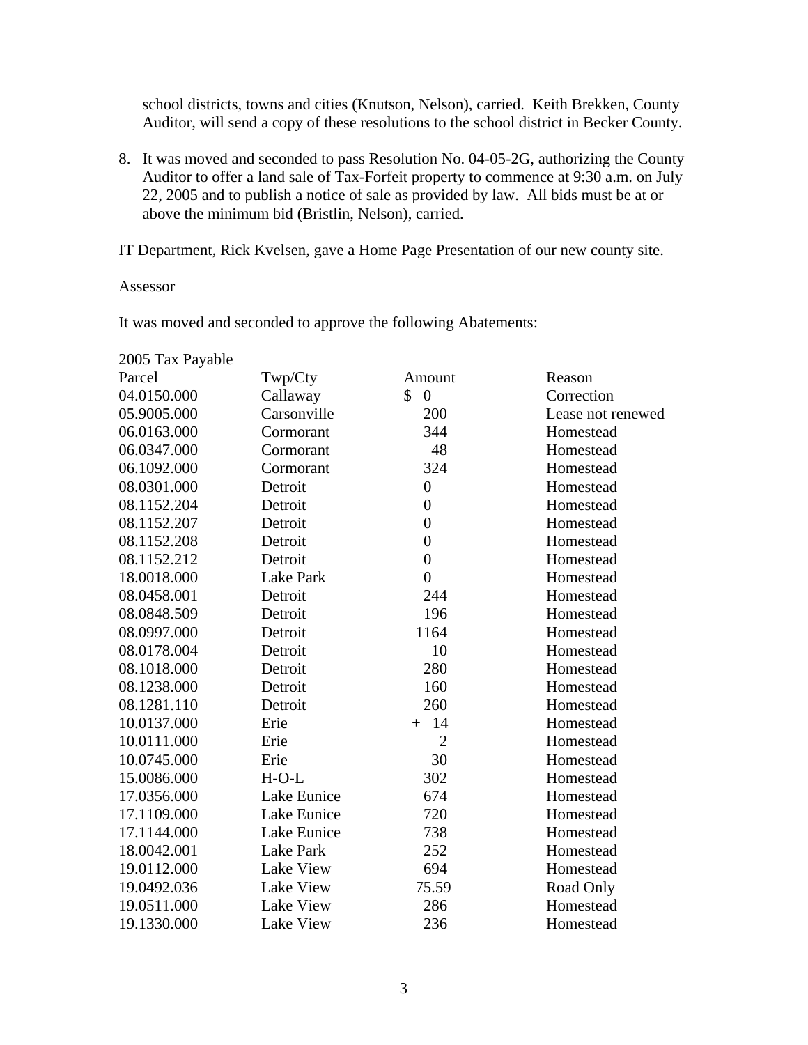school districts, towns and cities (Knutson, Nelson), carried. Keith Brekken, County Auditor, will send a copy of these resolutions to the school district in Becker County.

8. It was moved and seconded to pass Resolution No. 04-05-2G, authorizing the County Auditor to offer a land sale of Tax-Forfeit property to commence at 9:30 a.m. on July 22, 2005 and to publish a notice of sale as provided by law. All bids must be at or above the minimum bid (Bristlin, Nelson), carried.

IT Department, Rick Kvelsen, gave a Home Page Presentation of our new county site.

Assessor

It was moved and seconded to approve the following Abatements:

2005 Tax Payable

| Parcel | Twp/Cty | Amount | Reason |
|---|---|---|---|
| 04.0150.000 | Callaway | $ 0 | Correction |
| 05.9005.000 | Carsonville | 200 | Lease not renewed |
| 06.0163.000 | Cormorant | 344 | Homestead |
| 06.0347.000 | Cormorant | 48 | Homestead |
| 06.1092.000 | Cormorant | 324 | Homestead |
| 08.0301.000 | Detroit | 0 | Homestead |
| 08.1152.204 | Detroit | 0 | Homestead |
| 08.1152.207 | Detroit | 0 | Homestead |
| 08.1152.208 | Detroit | 0 | Homestead |
| 08.1152.212 | Detroit | 0 | Homestead |
| 18.0018.000 | Lake Park | 0 | Homestead |
| 08.0458.001 | Detroit | 244 | Homestead |
| 08.0848.509 | Detroit | 196 | Homestead |
| 08.0997.000 | Detroit | 1164 | Homestead |
| 08.0178.004 | Detroit | 10 | Homestead |
| 08.1018.000 | Detroit | 280 | Homestead |
| 08.1238.000 | Detroit | 160 | Homestead |
| 08.1281.110 | Detroit | 260 | Homestead |
| 10.0137.000 | Erie | + 14 | Homestead |
| 10.0111.000 | Erie | 2 | Homestead |
| 10.0745.000 | Erie | 30 | Homestead |
| 15.0086.000 | H-O-L | 302 | Homestead |
| 17.0356.000 | Lake Eunice | 674 | Homestead |
| 17.1109.000 | Lake Eunice | 720 | Homestead |
| 17.1144.000 | Lake Eunice | 738 | Homestead |
| 18.0042.001 | Lake Park | 252 | Homestead |
| 19.0112.000 | Lake View | 694 | Homestead |
| 19.0492.036 | Lake View | 75.59 | Road Only |
| 19.0511.000 | Lake View | 286 | Homestead |
| 19.1330.000 | Lake View | 236 | Homestead |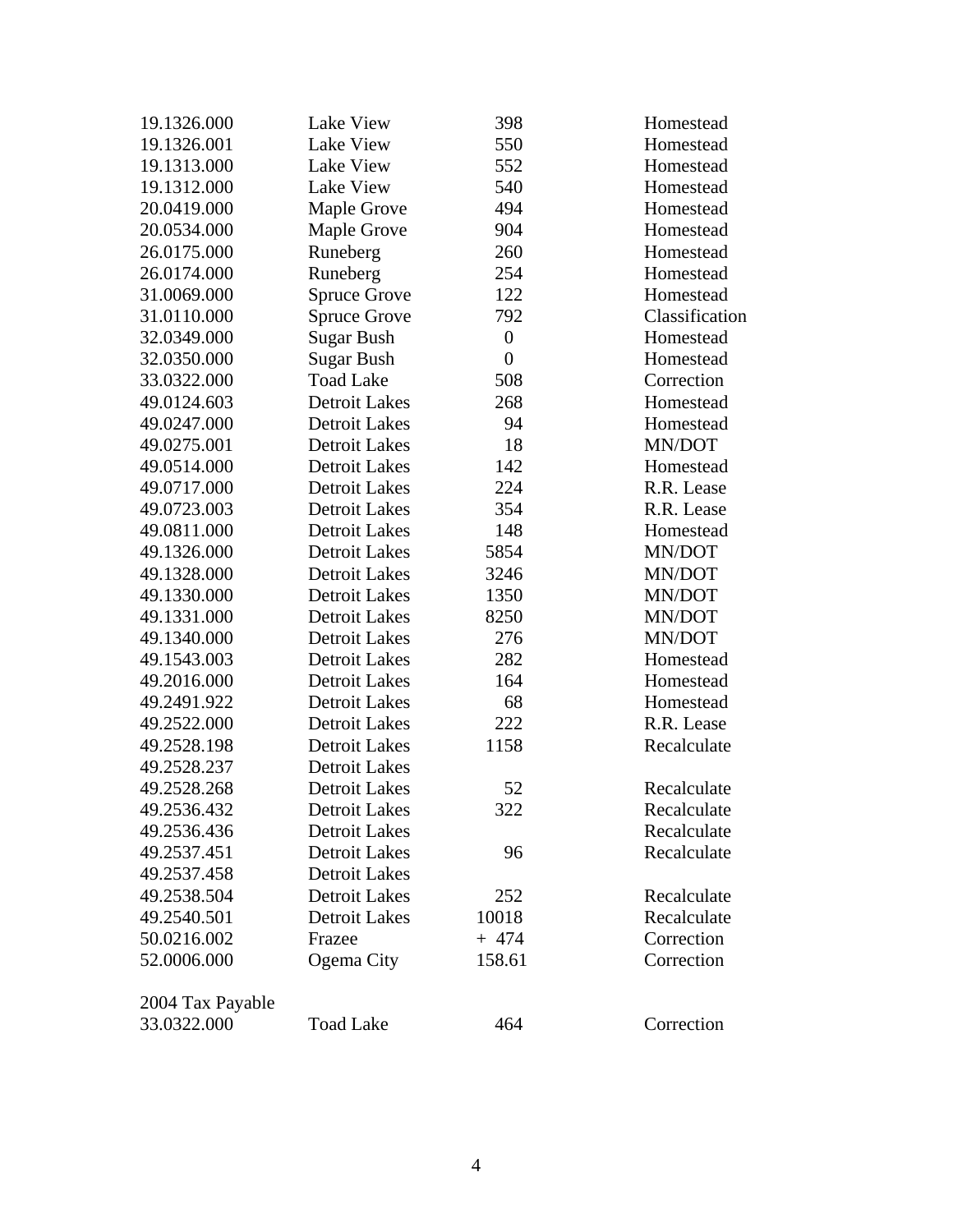| | | | |
|---|---|---|---|
| 19.1326.000 | Lake View | 398 | Homestead |
| 19.1326.001 | Lake View | 550 | Homestead |
| 19.1313.000 | Lake View | 552 | Homestead |
| 19.1312.000 | Lake View | 540 | Homestead |
| 20.0419.000 | Maple Grove | 494 | Homestead |
| 20.0534.000 | Maple Grove | 904 | Homestead |
| 26.0175.000 | Runeberg | 260 | Homestead |
| 26.0174.000 | Runeberg | 254 | Homestead |
| 31.0069.000 | Spruce Grove | 122 | Homestead |
| 31.0110.000 | Spruce Grove | 792 | Classification |
| 32.0349.000 | Sugar Bush | 0 | Homestead |
| 32.0350.000 | Sugar Bush | 0 | Homestead |
| 33.0322.000 | Toad Lake | 508 | Correction |
| 49.0124.603 | Detroit Lakes | 268 | Homestead |
| 49.0247.000 | Detroit Lakes | 94 | Homestead |
| 49.0275.001 | Detroit Lakes | 18 | MN/DOT |
| 49.0514.000 | Detroit Lakes | 142 | Homestead |
| 49.0717.000 | Detroit Lakes | 224 | R.R. Lease |
| 49.0723.003 | Detroit Lakes | 354 | R.R. Lease |
| 49.0811.000 | Detroit Lakes | 148 | Homestead |
| 49.1326.000 | Detroit Lakes | 5854 | MN/DOT |
| 49.1328.000 | Detroit Lakes | 3246 | MN/DOT |
| 49.1330.000 | Detroit Lakes | 1350 | MN/DOT |
| 49.1331.000 | Detroit Lakes | 8250 | MN/DOT |
| 49.1340.000 | Detroit Lakes | 276 | MN/DOT |
| 49.1543.003 | Detroit Lakes | 282 | Homestead |
| 49.2016.000 | Detroit Lakes | 164 | Homestead |
| 49.2491.922 | Detroit Lakes | 68 | Homestead |
| 49.2522.000 | Detroit Lakes | 222 | R.R. Lease |
| 49.2528.198 | Detroit Lakes | 1158 | Recalculate |
| 49.2528.237 | Detroit Lakes | | |
| 49.2528.268 | Detroit Lakes | 52 | Recalculate |
| 49.2536.432 | Detroit Lakes | 322 | Recalculate |
| 49.2536.436 | Detroit Lakes | | Recalculate |
| 49.2537.451 | Detroit Lakes | 96 | Recalculate |
| 49.2537.458 | Detroit Lakes | | |
| 49.2538.504 | Detroit Lakes | 252 | Recalculate |
| 49.2540.501 | Detroit Lakes | 10018 | Recalculate |
| 50.0216.002 | Frazee | + 474 | Correction |
| 52.0006.000 | Ogema City | 158.61 | Correction |

2004 Tax Payable

| | | | |
|---|---|---|---|
| 33.0322.000 | Toad Lake | 464 | Correction |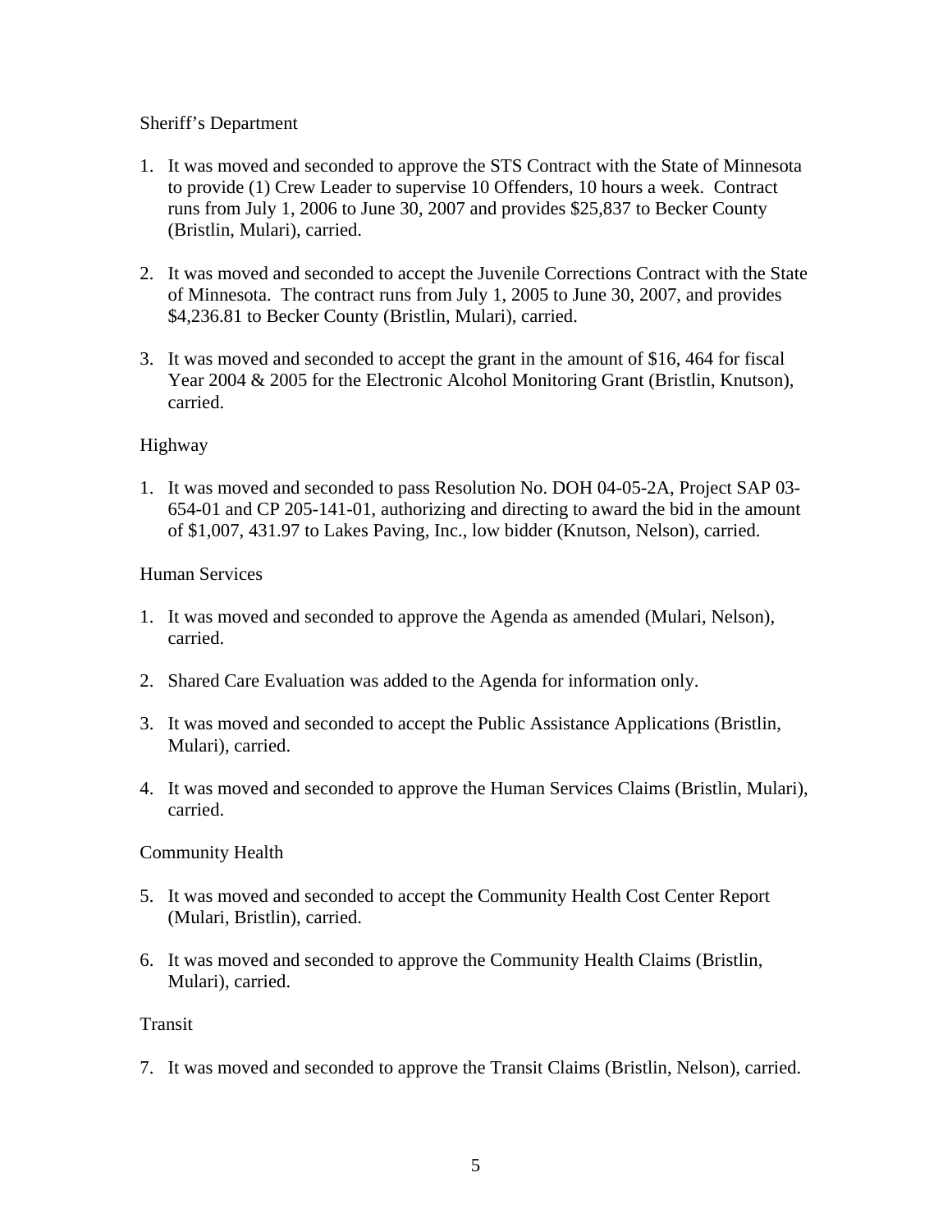Sheriff's Department

1. It was moved and seconded to approve the STS Contract with the State of Minnesota to provide (1) Crew Leader to supervise 10 Offenders, 10 hours a week. Contract runs from July 1, 2006 to June 30, 2007 and provides $25,837 to Becker County (Bristlin, Mulari), carried.

2. It was moved and seconded to accept the Juvenile Corrections Contract with the State of Minnesota. The contract runs from July 1, 2005 to June 30, 2007, and provides $4,236.81 to Becker County (Bristlin, Mulari), carried.

3. It was moved and seconded to accept the grant in the amount of $16, 464 for fiscal Year 2004 & 2005 for the Electronic Alcohol Monitoring Grant (Bristlin, Knutson), carried.

Highway

1. It was moved and seconded to pass Resolution No. DOH 04-05-2A, Project SAP 03-654-01 and CP 205-141-01, authorizing and directing to award the bid in the amount of $1,007, 431.97 to Lakes Paving, Inc., low bidder (Knutson, Nelson), carried.

Human Services

1. It was moved and seconded to approve the Agenda as amended (Mulari, Nelson), carried.

2. Shared Care Evaluation was added to the Agenda for information only.

3. It was moved and seconded to accept the Public Assistance Applications (Bristlin, Mulari), carried.

4. It was moved and seconded to approve the Human Services Claims (Bristlin, Mulari), carried.

Community Health

5. It was moved and seconded to accept the Community Health Cost Center Report (Mulari, Bristlin), carried.

6. It was moved and seconded to approve the Community Health Claims (Bristlin, Mulari), carried.

Transit

7. It was moved and seconded to approve the Transit Claims (Bristlin, Nelson), carried.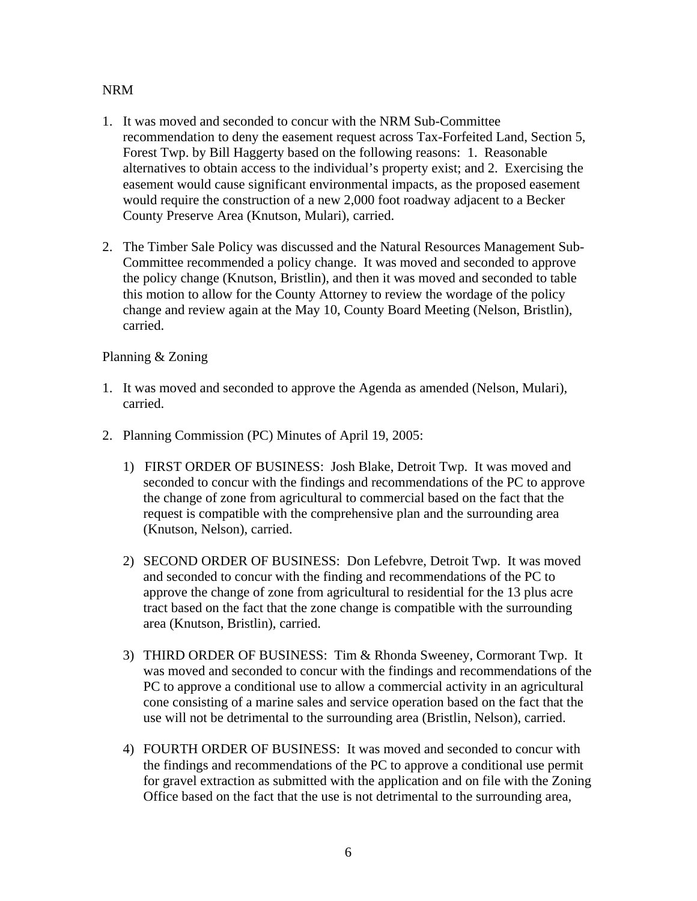NRM

1. It was moved and seconded to concur with the NRM Sub-Committee recommendation to deny the easement request across Tax-Forfeited Land, Section 5, Forest Twp. by Bill Haggerty based on the following reasons: 1. Reasonable alternatives to obtain access to the individual's property exist; and 2. Exercising the easement would cause significant environmental impacts, as the proposed easement would require the construction of a new 2,000 foot roadway adjacent to a Becker County Preserve Area (Knutson, Mulari), carried.

2. The Timber Sale Policy was discussed and the Natural Resources Management Sub-Committee recommended a policy change. It was moved and seconded to approve the policy change (Knutson, Bristlin), and then it was moved and seconded to table this motion to allow for the County Attorney to review the wordage of the policy change and review again at the May 10, County Board Meeting (Nelson, Bristlin), carried.

Planning & Zoning

1. It was moved and seconded to approve the Agenda as amended (Nelson, Mulari), carried.

2. Planning Commission (PC) Minutes of April 19, 2005:

   1) FIRST ORDER OF BUSINESS: Josh Blake, Detroit Twp. It was moved and seconded to concur with the findings and recommendations of the PC to approve the change of zone from agricultural to commercial based on the fact that the request is compatible with the comprehensive plan and the surrounding area (Knutson, Nelson), carried.

   2) SECOND ORDER OF BUSINESS: Don Lefebvre, Detroit Twp. It was moved and seconded to concur with the finding and recommendations of the PC to approve the change of zone from agricultural to residential for the 13 plus acre tract based on the fact that the zone change is compatible with the surrounding area (Knutson, Bristlin), carried.

   3) THIRD ORDER OF BUSINESS: Tim & Rhonda Sweeney, Cormorant Twp. It was moved and seconded to concur with the findings and recommendations of the PC to approve a conditional use to allow a commercial activity in an agricultural cone consisting of a marine sales and service operation based on the fact that the use will not be detrimental to the surrounding area (Bristlin, Nelson), carried.

   4) FOURTH ORDER OF BUSINESS: It was moved and seconded to concur with the findings and recommendations of the PC to approve a conditional use permit for gravel extraction as submitted with the application and on file with the Zoning Office based on the fact that the use is not detrimental to the surrounding area,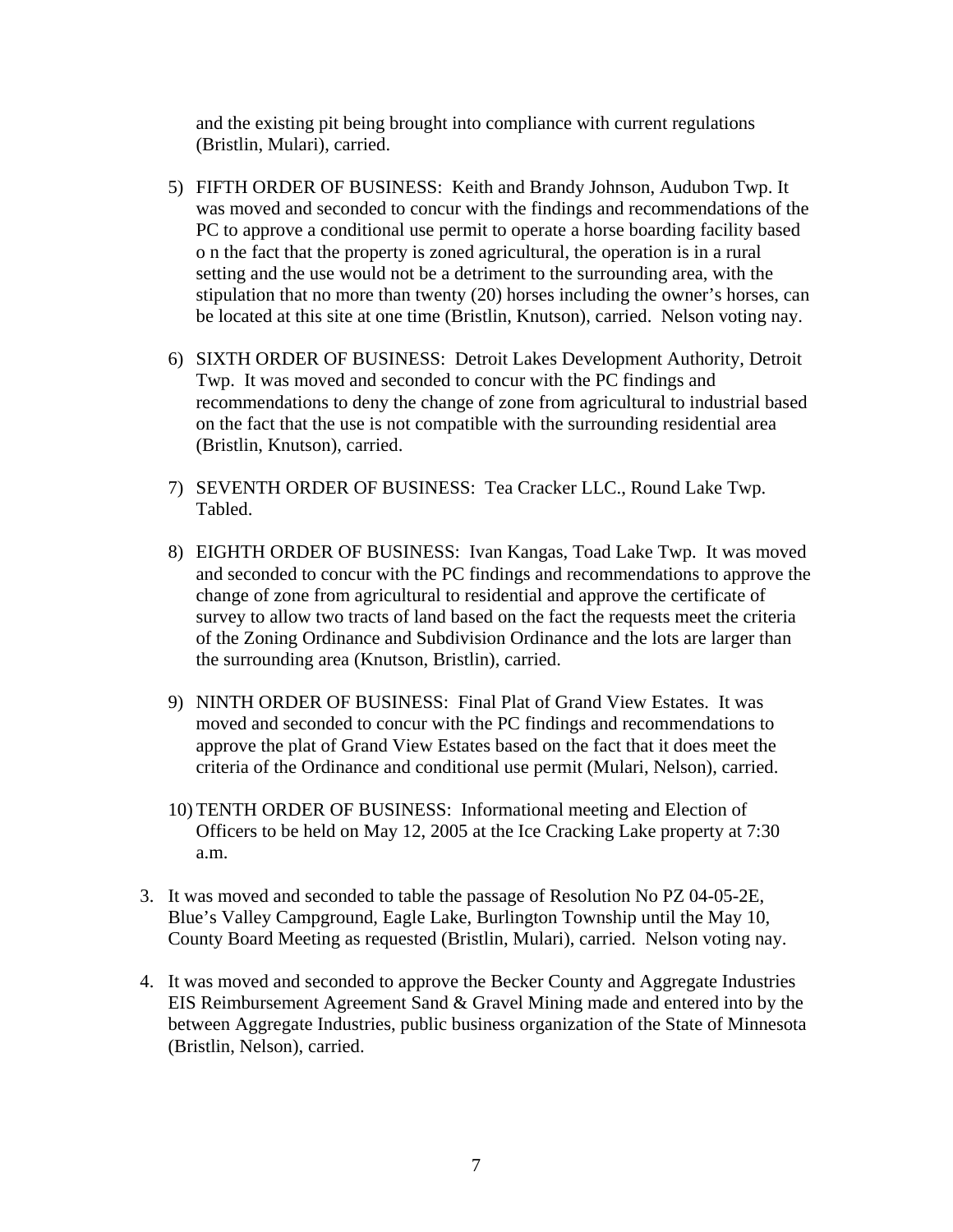and the existing pit being brought into compliance with current regulations (Bristlin, Mulari), carried.

5) FIFTH ORDER OF BUSINESS: Keith and Brandy Johnson, Audubon Twp. It was moved and seconded to concur with the findings and recommendations of the PC to approve a conditional use permit to operate a horse boarding facility based o n the fact that the property is zoned agricultural, the operation is in a rural setting and the use would not be a detriment to the surrounding area, with the stipulation that no more than twenty (20) horses including the owner's horses, can be located at this site at one time (Bristlin, Knutson), carried. Nelson voting nay.

6) SIXTH ORDER OF BUSINESS: Detroit Lakes Development Authority, Detroit Twp. It was moved and seconded to concur with the PC findings and recommendations to deny the change of zone from agricultural to industrial based on the fact that the use is not compatible with the surrounding residential area (Bristlin, Knutson), carried.

7) SEVENTH ORDER OF BUSINESS: Tea Cracker LLC., Round Lake Twp. Tabled.

8) EIGHTH ORDER OF BUSINESS: Ivan Kangas, Toad Lake Twp. It was moved and seconded to concur with the PC findings and recommendations to approve the change of zone from agricultural to residential and approve the certificate of survey to allow two tracts of land based on the fact the requests meet the criteria of the Zoning Ordinance and Subdivision Ordinance and the lots are larger than the surrounding area (Knutson, Bristlin), carried.

9) NINTH ORDER OF BUSINESS: Final Plat of Grand View Estates. It was moved and seconded to concur with the PC findings and recommendations to approve the plat of Grand View Estates based on the fact that it does meet the criteria of the Ordinance and conditional use permit (Mulari, Nelson), carried.

10) TENTH ORDER OF BUSINESS: Informational meeting and Election of Officers to be held on May 12, 2005 at the Ice Cracking Lake property at 7:30 a.m.

3. It was moved and seconded to table the passage of Resolution No PZ 04-05-2E, Blue's Valley Campground, Eagle Lake, Burlington Township until the May 10, County Board Meeting as requested (Bristlin, Mulari), carried. Nelson voting nay.

4. It was moved and seconded to approve the Becker County and Aggregate Industries EIS Reimbursement Agreement Sand & Gravel Mining made and entered into by the between Aggregate Industries, public business organization of the State of Minnesota (Bristlin, Nelson), carried.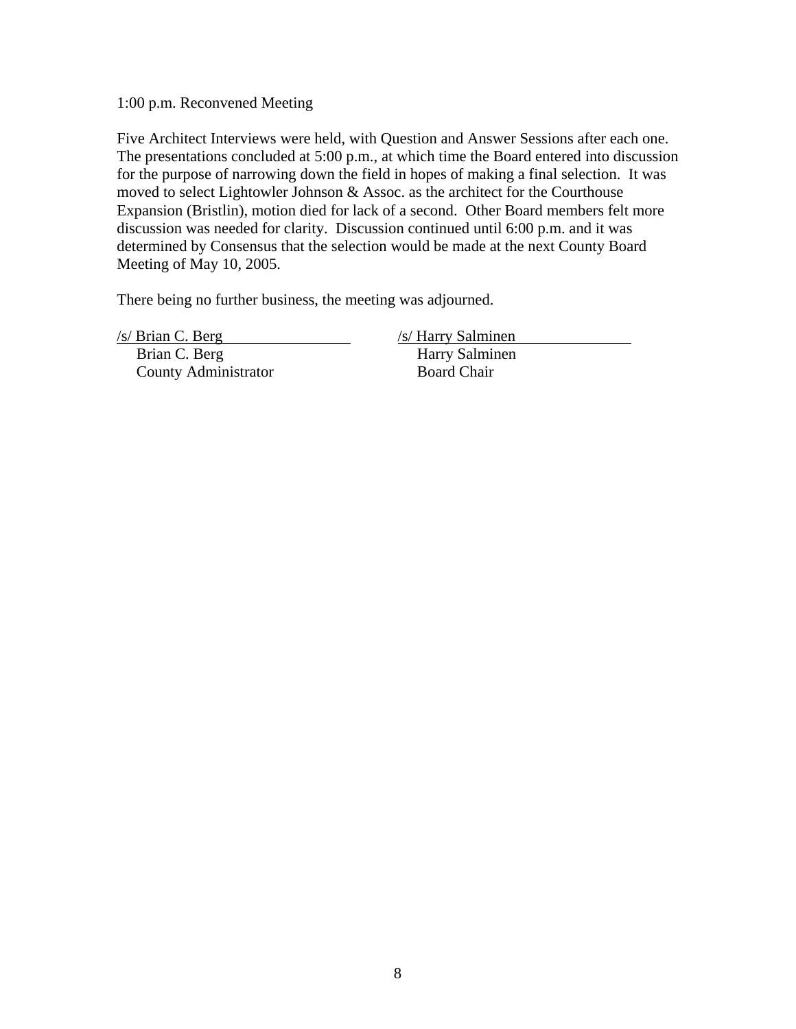1:00 p.m. Reconvened Meeting

Five Architect Interviews were held, with Question and Answer Sessions after each one. The presentations concluded at 5:00 p.m., at which time the Board entered into discussion for the purpose of narrowing down the field in hopes of making a final selection. It was moved to select Lightowler Johnson & Assoc. as the architect for the Courthouse Expansion (Bristlin), motion died for lack of a second. Other Board members felt more discussion was needed for clarity. Discussion continued until 6:00 p.m. and it was determined by Consensus that the selection would be made at the next County Board Meeting of May 10, 2005.

There being no further business, the meeting was adjourned.

| | |
|---|---|
| /s/ Brian C. Berg | /s/ Harry Salminen |
| Brian C. Berg | Harry Salminen |
| County Administrator | Board Chair |